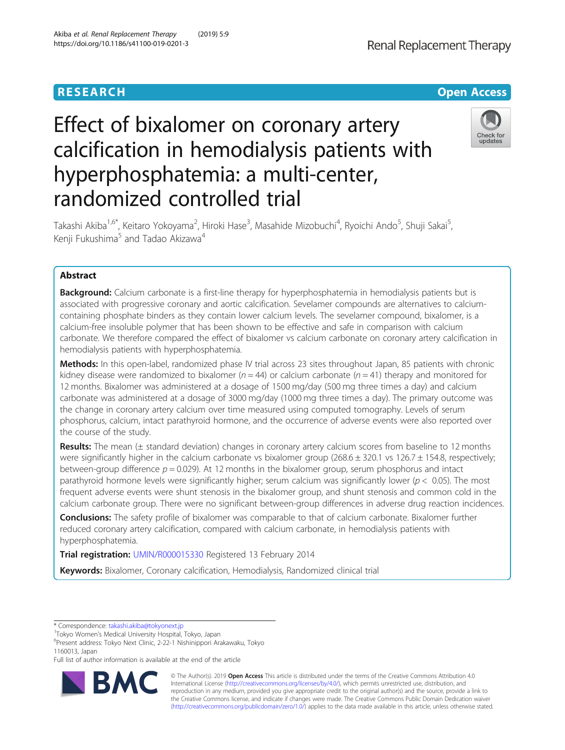RESEARCH Open Access

# Effect of bixalomer on coronary artery calcification in hemodialysis patients with hyperphosphatemia: a multi-center, randomized controlled trial

Takashi Akiba[1,6*], Keitaro Yokoyama[2], Hiroki Hase[3], Masahide Mizobuchi[4], Ryoichi Ando[5], Shuji Sakai[5], Kenji Fukushima[5] and Tadao Akizawa[4]

## Abstract

**Background:** Calcium carbonate is a first-line therapy for hyperphosphatemia in hemodialysis patients but is associated with progressive coronary and aortic calcification. Sevelamer compounds are alternatives to calcium-containing phosphate binders as they contain lower calcium levels. The sevelamer compound, bixalomer, is a calcium-free insoluble polymer that has been shown to be effective and safe in comparison with calcium carbonate. We therefore compared the effect of bixalomer vs calcium carbonate on coronary artery calcification in hemodialysis patients with hyperphosphatemia.

**Methods:** In this open-label, randomized phase IV trial across 23 sites throughout Japan, 85 patients with chronic kidney disease were randomized to bixalomer ($n = 44$) or calcium carbonate ($n = 41$) therapy and monitored for 12 months. Bixalomer was administered at a dosage of 1500 mg/day (500 mg three times a day) and calcium carbonate was administered at a dosage of 3000 mg/day (1000 mg three times a day). The primary outcome was the change in coronary artery calcium over time measured using computed tomography. Levels of serum phosphorus, calcium, intact parathyroid hormone, and the occurrence of adverse events were also reported over the course of the study.

**Results:** The mean (± standard deviation) changes in coronary artery calcium scores from baseline to 12 months were significantly higher in the calcium carbonate vs bixalomer group (268.6 ± 320.1 vs 126.7 ± 154.8, respectively; between-group difference $p = 0.029$). At 12 months in the bixalomer group, serum phosphorus and intact parathyroid hormone levels were significantly higher; serum calcium was significantly lower ($p < 0.05$). The most frequent adverse events were shunt stenosis in the bixalomer group, and shunt stenosis and common cold in the calcium carbonate group. There were no significant between-group differences in adverse drug reaction incidences.

**Conclusions:** The safety profile of bixalomer was comparable to that of calcium carbonate. Bixalomer further reduced coronary artery calcification, compared with calcium carbonate, in hemodialysis patients with hyperphosphatemia.

**Trial registration:** UMIN/R000015330 Registered 13 February 2014

**Keywords:** Bixalomer, Coronary calcification, Hemodialysis, Randomized clinical trial

---

* Correspondence: takashi.akiba@tokyonext.jp
[1]Tokyo Women's Medical University Hospital, Tokyo, Japan
[6]Present address: Tokyo Next Clinic, 2-22-1 Nishinippori Arakawaku, Tokyo 1160013, Japan
Full list of author information is available at the end of the article

© The Author(s). 2019 **Open Access** This article is distributed under the terms of the Creative Commons Attribution 4.0 International License (http://creativecommons.org/licenses/by/4.0/), which permits unrestricted use, distribution, and reproduction in any medium, provided you give appropriate credit to the original author(s) and the source, provide a link to the Creative Commons license, and indicate if changes were made. The Creative Commons Public Domain Dedication waiver (http://creativecommons.org/publicdomain/zero/1.0/) applies to the data made available in this article, unless otherwise stated.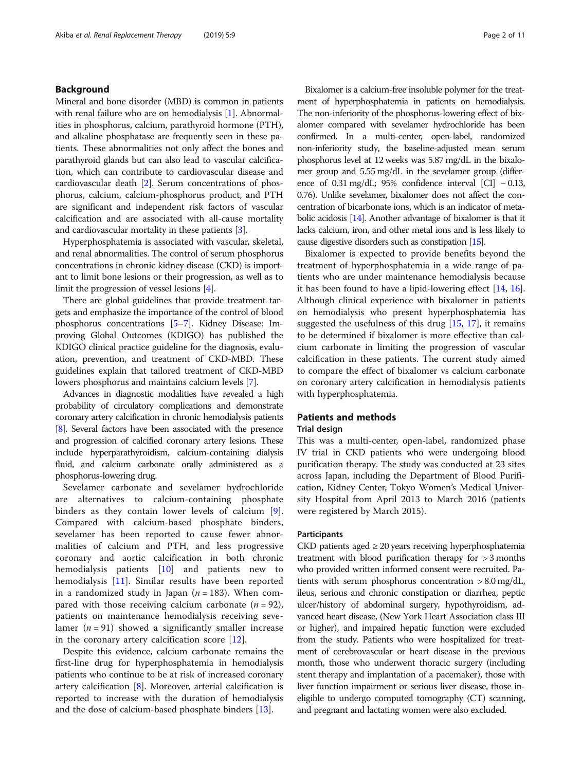## Background

Mineral and bone disorder (MBD) is common in patients with renal failure who are on hemodialysis [1]. Abnormalities in phosphorus, calcium, parathyroid hormone (PTH), and alkaline phosphatase are frequently seen in these patients. These abnormalities not only affect the bones and parathyroid glands but can also lead to vascular calcification, which can contribute to cardiovascular disease and cardiovascular death [2]. Serum concentrations of phosphorus, calcium, calcium-phosphorus product, and PTH are significant and independent risk factors of vascular calcification and are associated with all-cause mortality and cardiovascular mortality in these patients [3].

Hyperphosphatemia is associated with vascular, skeletal, and renal abnormalities. The control of serum phosphorus concentrations in chronic kidney disease (CKD) is important to limit bone lesions or their progression, as well as to limit the progression of vessel lesions [4].

There are global guidelines that provide treatment targets and emphasize the importance of the control of blood phosphorus concentrations [5–7]. Kidney Disease: Improving Global Outcomes (KDIGO) has published the KDIGO clinical practice guideline for the diagnosis, evaluation, prevention, and treatment of CKD-MBD. These guidelines explain that tailored treatment of CKD-MBD lowers phosphorus and maintains calcium levels [7].

Advances in diagnostic modalities have revealed a high probability of circulatory complications and demonstrate coronary artery calcification in chronic hemodialysis patients [8]. Several factors have been associated with the presence and progression of calcified coronary artery lesions. These include hyperparathyroidism, calcium-containing dialysis fluid, and calcium carbonate orally administered as a phosphorus-lowering drug.

Sevelamer carbonate and sevelamer hydrochloride are alternatives to calcium-containing phosphate binders as they contain lower levels of calcium [9]. Compared with calcium-based phosphate binders, sevelamer has been reported to cause fewer abnormalities of calcium and PTH, and less progressive coronary and aortic calcification in both chronic hemodialysis patients [10] and patients new to hemodialysis [11]. Similar results have been reported in a randomized study in Japan ($n = 183$). When compared with those receiving calcium carbonate ($n = 92$), patients on maintenance hemodialysis receiving sevelamer ($n = 91$) showed a significantly smaller increase in the coronary artery calcification score [12].

Despite this evidence, calcium carbonate remains the first-line drug for hyperphosphatemia in hemodialysis patients who continue to be at risk of increased coronary artery calcification [8]. Moreover, arterial calcification is reported to increase with the duration of hemodialysis and the dose of calcium-based phosphate binders [13].

Bixalomer is a calcium-free insoluble polymer for the treatment of hyperphosphatemia in patients on hemodialysis. The non-inferiority of the phosphorus-lowering effect of bixalomer compared with sevelamer hydrochloride has been confirmed. In a multi-center, open-label, randomized non-inferiority study, the baseline-adjusted mean serum phosphorus level at 12 weeks was 5.87 mg/dL in the bixalomer group and 5.55 mg/dL in the sevelamer group (difference of 0.31 mg/dL; 95% confidence interval [CI] − 0.13, 0.76). Unlike sevelamer, bixalomer does not affect the concentration of bicarbonate ions, which is an indicator of metabolic acidosis [14]. Another advantage of bixalomer is that it lacks calcium, iron, and other metal ions and is less likely to cause digestive disorders such as constipation [15].

Bixalomer is expected to provide benefits beyond the treatment of hyperphosphatemia in a wide range of patients who are under maintenance hemodialysis because it has been found to have a lipid-lowering effect [14, 16]. Although clinical experience with bixalomer in patients on hemodialysis who present hyperphosphatemia has suggested the usefulness of this drug [15, 17], it remains to be determined if bixalomer is more effective than calcium carbonate in limiting the progression of vascular calcification in these patients. The current study aimed to compare the effect of bixalomer vs calcium carbonate on coronary artery calcification in hemodialysis patients with hyperphosphatemia.

## Patients and methods

### Trial design

This was a multi-center, open-label, randomized phase IV trial in CKD patients who were undergoing blood purification therapy. The study was conducted at 23 sites across Japan, including the Department of Blood Purification, Kidney Center, Tokyo Women's Medical University Hospital from April 2013 to March 2016 (patients were registered by March 2015).

### Participants

CKD patients aged ≥ 20 years receiving hyperphosphatemia treatment with blood purification therapy for > 3 months who provided written informed consent were recruited. Patients with serum phosphorus concentration > 8.0 mg/dL, ileus, serious and chronic constipation or diarrhea, peptic ulcer/history of abdominal surgery, hypothyroidism, advanced heart disease, (New York Heart Association class III or higher), and impaired hepatic function were excluded from the study. Patients who were hospitalized for treatment of cerebrovascular or heart disease in the previous month, those who underwent thoracic surgery (including stent therapy and implantation of a pacemaker), those with liver function impairment or serious liver disease, those ineligible to undergo computed tomography (CT) scanning, and pregnant and lactating women were also excluded.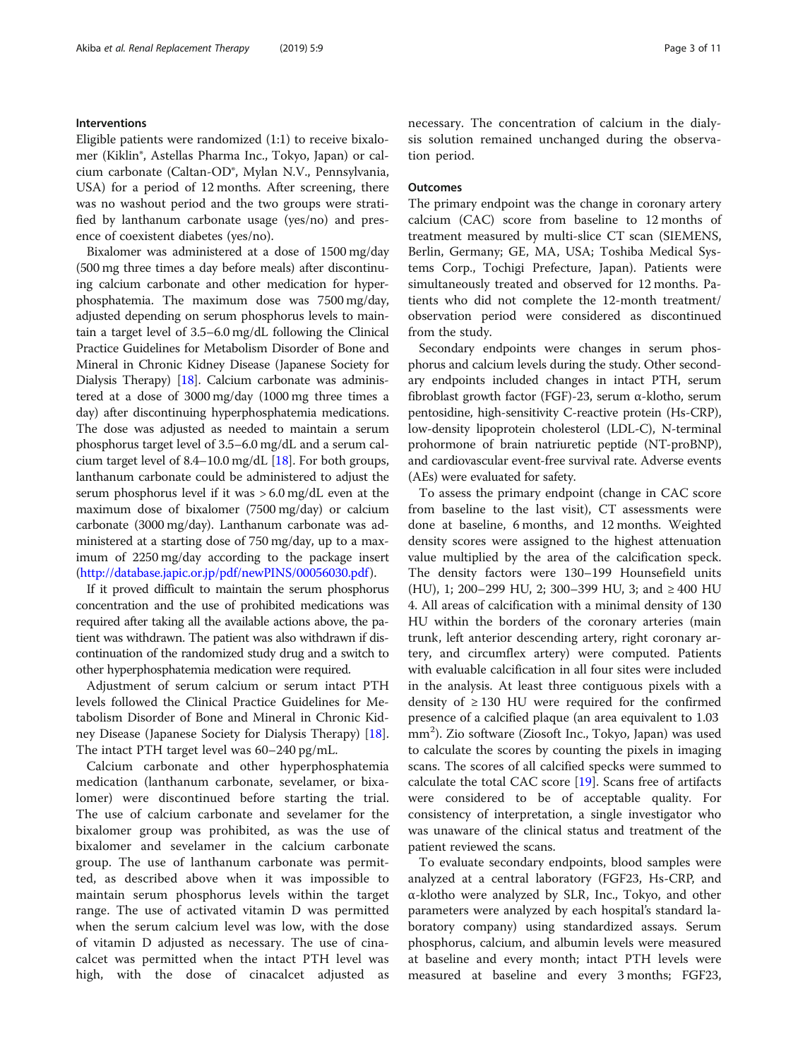### Interventions

Eligible patients were randomized (1:1) to receive bixalomer (Kiklin®, Astellas Pharma Inc., Tokyo, Japan) or calcium carbonate (Caltan-OD®, Mylan N.V., Pennsylvania, USA) for a period of 12 months. After screening, there was no washout period and the two groups were stratified by lanthanum carbonate usage (yes/no) and presence of coexistent diabetes (yes/no).

Bixalomer was administered at a dose of 1500 mg/day (500 mg three times a day before meals) after discontinuing calcium carbonate and other medication for hyperphosphatemia. The maximum dose was 7500 mg/day, adjusted depending on serum phosphorus levels to maintain a target level of 3.5–6.0 mg/dL following the Clinical Practice Guidelines for Metabolism Disorder of Bone and Mineral in Chronic Kidney Disease (Japanese Society for Dialysis Therapy) [18]. Calcium carbonate was administered at a dose of 3000 mg/day (1000 mg three times a day) after discontinuing hyperphosphatemia medications. The dose was adjusted as needed to maintain a serum phosphorus target level of 3.5–6.0 mg/dL and a serum calcium target level of 8.4–10.0 mg/dL [18]. For both groups, lanthanum carbonate could be administered to adjust the serum phosphorus level if it was > 6.0 mg/dL even at the maximum dose of bixalomer (7500 mg/day) or calcium carbonate (3000 mg/day). Lanthanum carbonate was administered at a starting dose of 750 mg/day, up to a maximum of 2250 mg/day according to the package insert (http://database.japic.or.jp/pdf/newPINS/00056030.pdf).

If it proved difficult to maintain the serum phosphorus concentration and the use of prohibited medications was required after taking all the available actions above, the patient was withdrawn. The patient was also withdrawn if discontinuation of the randomized study drug and a switch to other hyperphosphatemia medication were required.

Adjustment of serum calcium or serum intact PTH levels followed the Clinical Practice Guidelines for Metabolism Disorder of Bone and Mineral in Chronic Kidney Disease (Japanese Society for Dialysis Therapy) [18]. The intact PTH target level was 60–240 pg/mL.

Calcium carbonate and other hyperphosphatemia medication (lanthanum carbonate, sevelamer, or bixalomer) were discontinued before starting the trial. The use of calcium carbonate and sevelamer for the bixalomer group was prohibited, as was the use of bixalomer and sevelamer in the calcium carbonate group. The use of lanthanum carbonate was permitted, as described above when it was impossible to maintain serum phosphorus levels within the target range. The use of activated vitamin D was permitted when the serum calcium level was low, with the dose of vitamin D adjusted as necessary. The use of cinacalcet was permitted when the intact PTH level was high, with the dose of cinacalcet adjusted as necessary. The concentration of calcium in the dialysis solution remained unchanged during the observation period.

### Outcomes

The primary endpoint was the change in coronary artery calcium (CAC) score from baseline to 12 months of treatment measured by multi-slice CT scan (SIEMENS, Berlin, Germany; GE, MA, USA; Toshiba Medical Systems Corp., Tochigi Prefecture, Japan). Patients were simultaneously treated and observed for 12 months. Patients who did not complete the 12-month treatment/observation period were considered as discontinued from the study.

Secondary endpoints were changes in serum phosphorus and calcium levels during the study. Other secondary endpoints included changes in intact PTH, serum fibroblast growth factor (FGF)-23, serum α-klotho, serum pentosidine, high-sensitivity C-reactive protein (Hs-CRP), low-density lipoprotein cholesterol (LDL-C), N-terminal prohormone of brain natriuretic peptide (NT-proBNP), and cardiovascular event-free survival rate. Adverse events (AEs) were evaluated for safety.

To assess the primary endpoint (change in CAC score from baseline to the last visit), CT assessments were done at baseline, 6 months, and 12 months. Weighted density scores were assigned to the highest attenuation value multiplied by the area of the calcification speck. The density factors were 130–199 Hounsefield units (HU), 1; 200–299 HU, 2; 300–399 HU, 3; and ≥ 400 HU 4. All areas of calcification with a minimal density of 130 HU within the borders of the coronary arteries (main trunk, left anterior descending artery, right coronary artery, and circumflex artery) were computed. Patients with evaluable calcification in all four sites were included in the analysis. At least three contiguous pixels with a density of ≥ 130 HU were required for the confirmed presence of a calcified plaque (an area equivalent to 1.03 $mm^2$). Zio software (Ziosoft Inc., Tokyo, Japan) was used to calculate the scores by counting the pixels in imaging scans. The scores of all calcified specks were summed to calculate the total CAC score [19]. Scans free of artifacts were considered to be of acceptable quality. For consistency of interpretation, a single investigator who was unaware of the clinical status and treatment of the patient reviewed the scans.

To evaluate secondary endpoints, blood samples were analyzed at a central laboratory (FGF23, Hs-CRP, and α-klotho were analyzed by SLR, Inc., Tokyo, and other parameters were analyzed by each hospital's standard laboratory company) using standardized assays. Serum phosphorus, calcium, and albumin levels were measured at baseline and every month; intact PTH levels were measured at baseline and every 3 months; FGF23,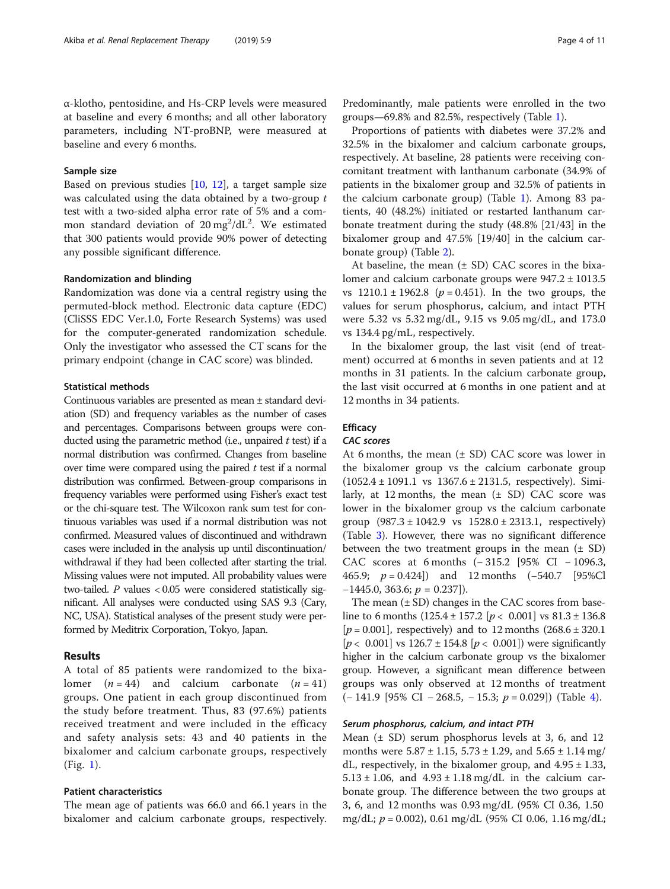α-klotho, pentosidine, and Hs-CRP levels were measured at baseline and every 6 months; and all other laboratory parameters, including NT-proBNP, were measured at baseline and every 6 months.

### Sample size

Based on previous studies [10, 12], a target sample size was calculated using the data obtained by a two-group $t$ test with a two-sided alpha error rate of 5% and a common standard deviation of 20 $mg^2/dL^2$. We estimated that 300 patients would provide 90% power of detecting any possible significant difference.

### Randomization and blinding

Randomization was done via a central registry using the permuted-block method. Electronic data capture (EDC) (CliSSS EDC Ver.1.0, Forte Research Systems) was used for the computer-generated randomization schedule. Only the investigator who assessed the CT scans for the primary endpoint (change in CAC score) was blinded.

### Statistical methods

Continuous variables are presented as mean ± standard deviation (SD) and frequency variables as the number of cases and percentages. Comparisons between groups were conducted using the parametric method (i.e., unpaired $t$ test) if a normal distribution was confirmed. Changes from baseline over time were compared using the paired $t$ test if a normal distribution was confirmed. Between-group comparisons in frequency variables were performed using Fisher's exact test or the chi-square test. The Wilcoxon rank sum test for continuous variables was used if a normal distribution was not confirmed. Measured values of discontinued and withdrawn cases were included in the analysis up until discontinuation/withdrawal if they had been collected after starting the trial. Missing values were not imputed. All probability values were two-tailed. $P$ values < 0.05 were considered statistically significant. All analyses were conducted using SAS 9.3 (Cary, NC, USA). Statistical analyses of the present study were performed by Meditrix Corporation, Tokyo, Japan.

## Results

A total of 85 patients were randomized to the bixalomer ($n = 44$) and calcium carbonate ($n = 41$) groups. One patient in each group discontinued from the study before treatment. Thus, 83 (97.6%) patients received treatment and were included in the efficacy and safety analysis sets: 43 and 40 patients in the bixalomer and calcium carbonate groups, respectively (Fig. 1).

### Patient characteristics

The mean age of patients was 66.0 and 66.1 years in the bixalomer and calcium carbonate groups, respectively. Predominantly, male patients were enrolled in the two groups—69.8% and 82.5%, respectively (Table 1).

Proportions of patients with diabetes were 37.2% and 32.5% in the bixalomer and calcium carbonate groups, respectively. At baseline, 28 patients were receiving concomitant treatment with lanthanum carbonate (34.9% of patients in the bixalomer group and 32.5% of patients in the calcium carbonate group) (Table 1). Among 83 patients, 40 (48.2%) initiated or restarted lanthanum carbonate treatment during the study (48.8% [21/43] in the bixalomer group and 47.5% [19/40] in the calcium carbonate group) (Table 2).

At baseline, the mean (± SD) CAC scores in the bixalomer and calcium carbonate groups were 947.2 ± 1013.5 vs 1210.1 ± 1962.8 ($p = 0.451$). In the two groups, the values for serum phosphorus, calcium, and intact PTH were 5.32 vs 5.32 mg/dL, 9.15 vs 9.05 mg/dL, and 173.0 vs 134.4 pg/mL, respectively.

In the bixalomer group, the last visit (end of treatment) occurred at 6 months in seven patients and at 12 months in 31 patients. In the calcium carbonate group, the last visit occurred at 6 months in one patient and at 12 months in 34 patients.

### Efficacy

#### *CAC scores*

At 6 months, the mean (± SD) CAC score was lower in the bixalomer group vs the calcium carbonate group (1052.4 ± 1091.1 vs 1367.6 ± 2131.5, respectively). Similarly, at 12 months, the mean (± SD) CAC score was lower in the bixalomer group vs the calcium carbonate group (987.3 ± 1042.9 vs 1528.0 ± 2313.1, respectively) (Table 3). However, there was no significant difference between the two treatment groups in the mean (± SD) CAC scores at 6 months (− 315.2 [95% CI − 1096.3, 465.9; $p = 0.424$]) and 12 months (−540.7 [95%CI −1445.0, 363.6; $p = 0.237$]).

The mean (± SD) changes in the CAC scores from baseline to 6 months (125.4 ± 157.2 [$p < 0.001$] vs 81.3 ± 136.8 [$p = 0.001$], respectively) and to 12 months (268.6 ± 320.1 [$p < 0.001$] vs 126.7 ± 154.8 [$p < 0.001$]) were significantly higher in the calcium carbonate group vs the bixalomer group. However, a significant mean difference between groups was only observed at 12 months of treatment (− 141.9 [95% CI − 268.5, − 15.3; $p = 0.029$]) (Table 4).

#### *Serum phosphorus, calcium, and intact PTH*

Mean (± SD) serum phosphorus levels at 3, 6, and 12 months were 5.87 ± 1.15, 5.73 ± 1.29, and 5.65 ± 1.14 mg/dL, respectively, in the bixalomer group, and 4.95 ± 1.33, 5.13 ± 1.06, and 4.93 ± 1.18 mg/dL in the calcium carbonate group. The difference between the two groups at 3, 6, and 12 months was 0.93 mg/dL (95% CI 0.36, 1.50 mg/dL; $p = 0.002$), 0.61 mg/dL (95% CI 0.06, 1.16 mg/dL;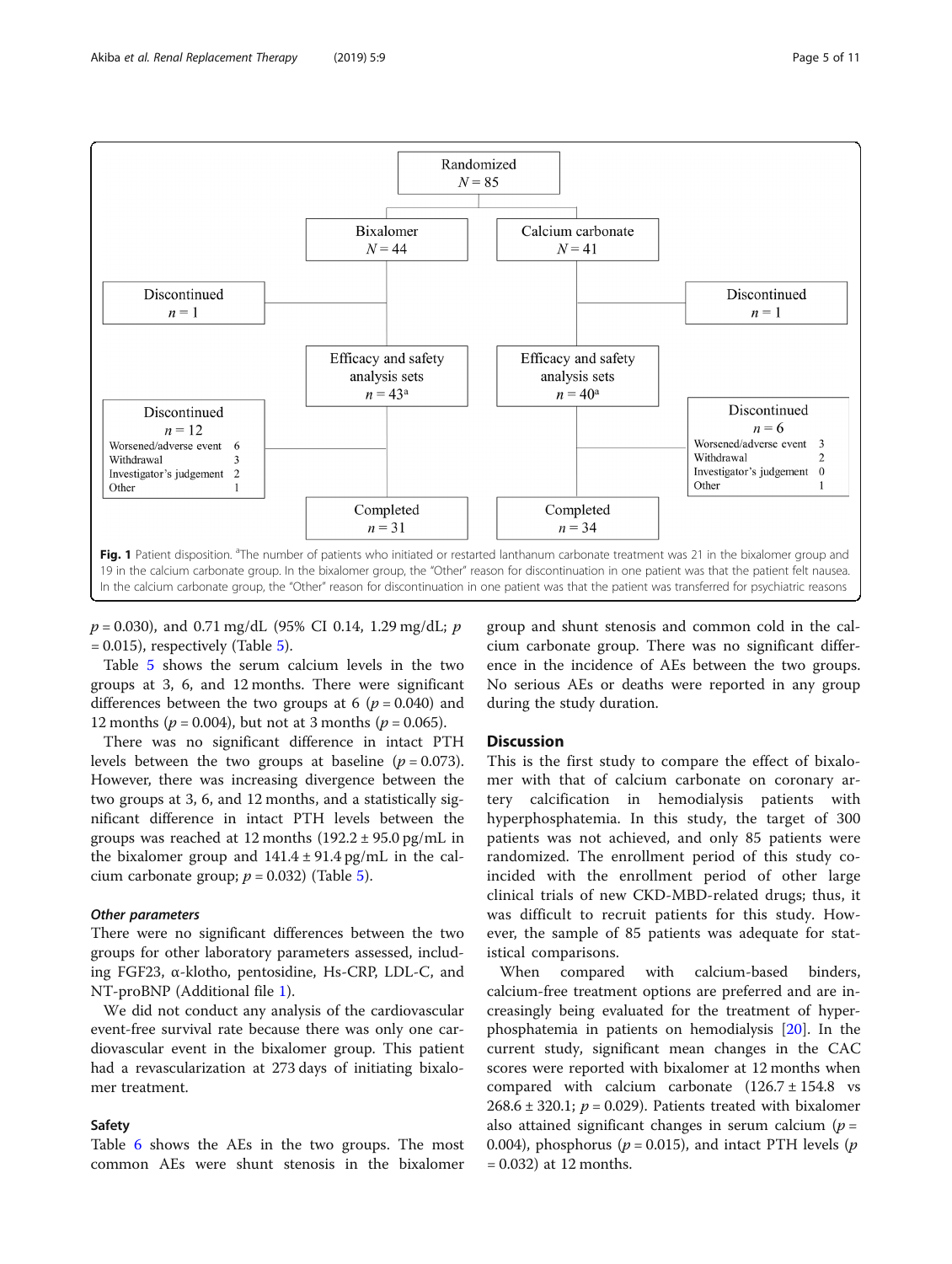Randomized
$N = 85$

Bixalomer
$N = 44$

Calcium carbonate
$N = 41$

Discontinued
$n = 1$

Discontinued
$n = 1$

Efficacy and safety analysis sets
$n = 43$[a]

Efficacy and safety analysis sets
$n = 40$[a]

Discontinued
$n = 12$

| Reason | n |
| --- | --- |
| Worsened/adverse event | 6 |
| Withdrawal | 3 |
| Investigator's judgement | 2 |
| Other | 1 |

Discontinued
$n = 6$

| Reason | n |
| --- | --- |
| Worsened/adverse event | 3 |
| Withdrawal | 2 |
| Investigator's judgement | 0 |
| Other | 1 |

Completed
$n = 31$

Completed
$n = 34$

**Fig. 1** Patient disposition. [a]The number of patients who initiated or restarted lanthanum carbonate treatment was 21 in the bixalomer group and 19 in the calcium carbonate group. In the bixalomer group, the "Other" reason for discontinuation in one patient was that the patient felt nausea. In the calcium carbonate group, the "Other" reason for discontinuation in one patient was that the patient was transferred for psychiatric reasons

$p = 0.030$), and 0.71 mg/dL (95% CI 0.14, 1.29 mg/dL; $p = 0.015$), respectively (Table 5).

Table 5 shows the serum calcium levels in the two groups at 3, 6, and 12 months. There were significant differences between the two groups at 6 ($p = 0.040$) and 12 months ($p = 0.004$), but not at 3 months ($p = 0.065$).

There was no significant difference in intact PTH levels between the two groups at baseline ($p = 0.073$). However, there was increasing divergence between the two groups at 3, 6, and 12 months, and a statistically significant difference in intact PTH levels between the groups was reached at 12 months (192.2 ± 95.0 pg/mL in the bixalomer group and 141.4 ± 91.4 pg/mL in the calcium carbonate group; $p = 0.032$) (Table 5).

#### *Other parameters*

There were no significant differences between the two groups for other laboratory parameters assessed, including FGF23, α-klotho, pentosidine, Hs-CRP, LDL-C, and NT-proBNP (Additional file 1).

We did not conduct any analysis of the cardiovascular event-free survival rate because there was only one cardiovascular event in the bixalomer group. This patient had a revascularization at 273 days of initiating bixalomer treatment.

### Safety

Table 6 shows the AEs in the two groups. The most common AEs were shunt stenosis in the bixalomer group and shunt stenosis and common cold in the calcium carbonate group. There was no significant difference in the incidence of AEs between the two groups. No serious AEs or deaths were reported in any group during the study duration.

## Discussion

This is the first study to compare the effect of bixalomer with that of calcium carbonate on coronary artery calcification in hemodialysis patients with hyperphosphatemia. In this study, the target of 300 patients was not achieved, and only 85 patients were randomized. The enrollment period of this study coincided with the enrollment period of other large clinical trials of new CKD-MBD-related drugs; thus, it was difficult to recruit patients for this study. However, the sample of 85 patients was adequate for statistical comparisons.

When compared with calcium-based binders, calcium-free treatment options are preferred and are increasingly being evaluated for the treatment of hyperphosphatemia in patients on hemodialysis [20]. In the current study, significant mean changes in the CAC scores were reported with bixalomer at 12 months when compared with calcium carbonate (126.7 ± 154.8 vs 268.6 ± 320.1; $p = 0.029$). Patients treated with bixalomer also attained significant changes in serum calcium ($p = 0.004$), phosphorus ($p = 0.015$), and intact PTH levels ($p = 0.032$) at 12 months.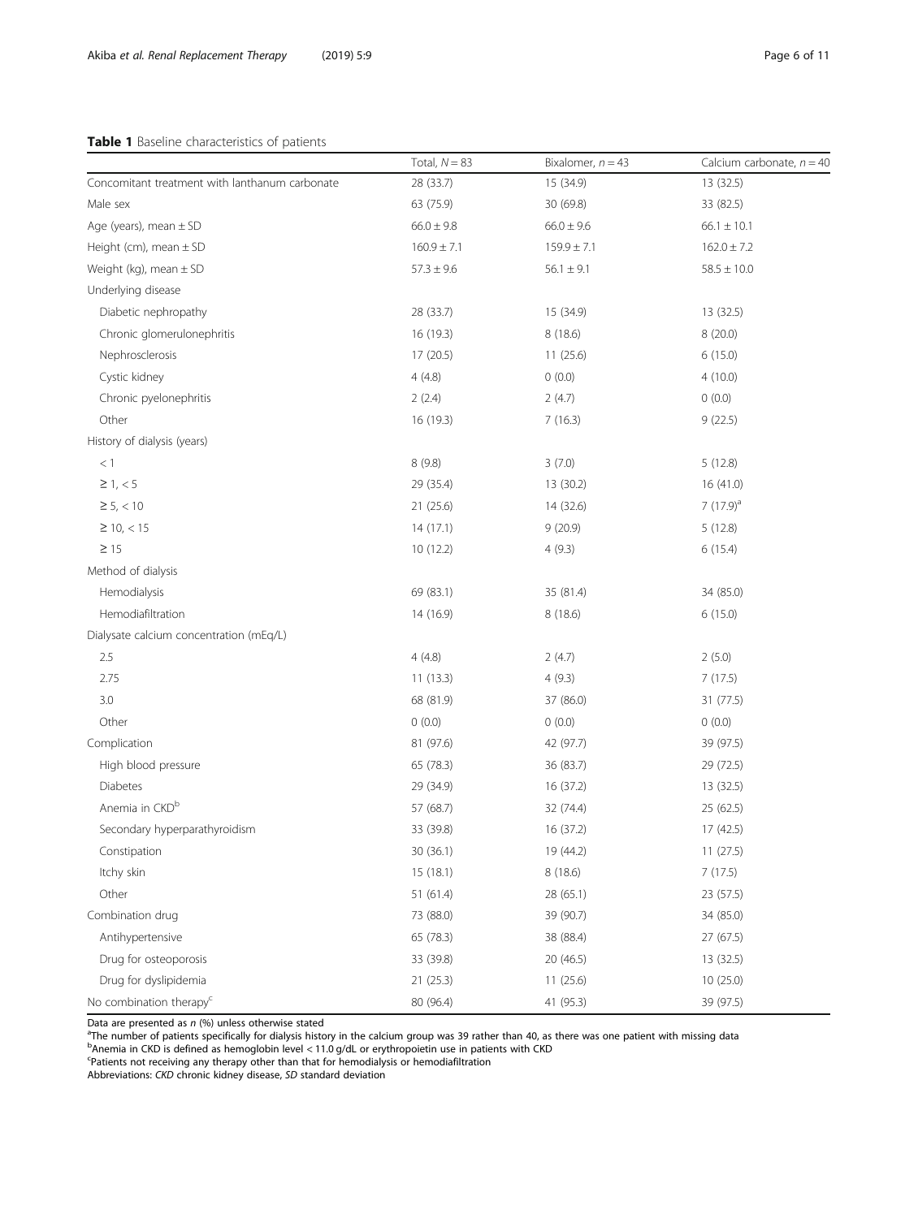**Table 1** Baseline characteristics of patients

| | Total, $N = 83$ | Bixalomer, $n = 43$ | Calcium carbonate, $n = 40$ |
|---|---|---|---|
| Concomitant treatment with lanthanum carbonate | 28 (33.7) | 15 (34.9) | 13 (32.5) |
| Male sex | 63 (75.9) | 30 (69.8) | 33 (82.5) |
| Age (years), mean ± SD | 66.0 ± 9.8 | 66.0 ± 9.6 | 66.1 ± 10.1 |
| Height (cm), mean ± SD | 160.9 ± 7.1 | 159.9 ± 7.1 | 162.0 ± 7.2 |
| Weight (kg), mean ± SD | 57.3 ± 9.6 | 56.1 ± 9.1 | 58.5 ± 10.0 |
| Underlying disease | | | |
| Diabetic nephropathy | 28 (33.7) | 15 (34.9) | 13 (32.5) |
| Chronic glomerulonephritis | 16 (19.3) | 8 (18.6) | 8 (20.0) |
| Nephrosclerosis | 17 (20.5) | 11 (25.6) | 6 (15.0) |
| Cystic kidney | 4 (4.8) | 0 (0.0) | 4 (10.0) |
| Chronic pyelonephritis | 2 (2.4) | 2 (4.7) | 0 (0.0) |
| Other | 16 (19.3) | 7 (16.3) | 9 (22.5) |
| History of dialysis (years) | | | |
| < 1 | 8 (9.8) | 3 (7.0) | 5 (12.8) |
| ≥ 1, < 5 | 29 (35.4) | 13 (30.2) | 16 (41.0) |
| ≥ 5, < 10 | 21 (25.6) | 14 (32.6) | 7 (17.9)[a] |
| ≥ 10, < 15 | 14 (17.1) | 9 (20.9) | 5 (12.8) |
| ≥ 15 | 10 (12.2) | 4 (9.3) | 6 (15.4) |
| Method of dialysis | | | |
| Hemodialysis | 69 (83.1) | 35 (81.4) | 34 (85.0) |
| Hemodiafiltration | 14 (16.9) | 8 (18.6) | 6 (15.0) |
| Dialysate calcium concentration (mEq/L) | | | |
| 2.5 | 4 (4.8) | 2 (4.7) | 2 (5.0) |
| 2.75 | 11 (13.3) | 4 (9.3) | 7 (17.5) |
| 3.0 | 68 (81.9) | 37 (86.0) | 31 (77.5) |
| Other | 0 (0.0) | 0 (0.0) | 0 (0.0) |
| Complication | 81 (97.6) | 42 (97.7) | 39 (97.5) |
| High blood pressure | 65 (78.3) | 36 (83.7) | 29 (72.5) |
| Diabetes | 29 (34.9) | 16 (37.2) | 13 (32.5) |
| Anemia in CKD[b] | 57 (68.7) | 32 (74.4) | 25 (62.5) |
| Secondary hyperparathyroidism | 33 (39.8) | 16 (37.2) | 17 (42.5) |
| Constipation | 30 (36.1) | 19 (44.2) | 11 (27.5) |
| Itchy skin | 15 (18.1) | 8 (18.6) | 7 (17.5) |
| Other | 51 (61.4) | 28 (65.1) | 23 (57.5) |
| Combination drug | 73 (88.0) | 39 (90.7) | 34 (85.0) |
| Antihypertensive | 65 (78.3) | 38 (88.4) | 27 (67.5) |
| Drug for osteoporosis | 33 (39.8) | 20 (46.5) | 13 (32.5) |
| Drug for dyslipidemia | 21 (25.3) | 11 (25.6) | 10 (25.0) |
| No combination therapy[c] | 80 (96.4) | 41 (95.3) | 39 (97.5) |

Data are presented as *n* (%) unless otherwise stated

[a]The number of patients specifically for dialysis history in the calcium group was 39 rather than 40, as there was one patient with missing data

[b]Anemia in CKD is defined as hemoglobin level < 11.0 g/dL or erythropoietin use in patients with CKD

[c]Patients not receiving any therapy other than that for hemodialysis or hemodiafiltration

Abbreviations: *CKD* chronic kidney disease, *SD* standard deviation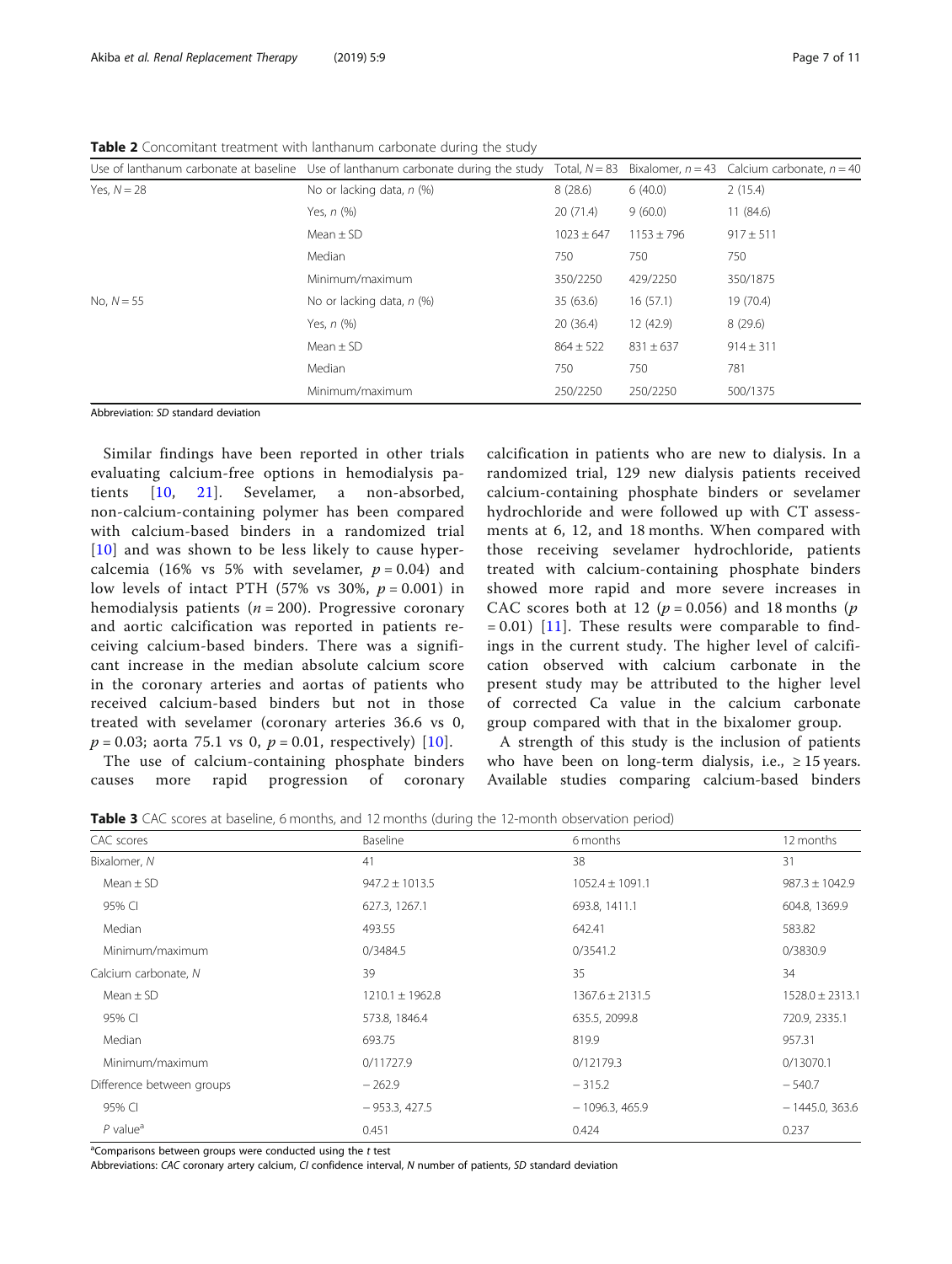**Table 2** Concomitant treatment with lanthanum carbonate during the study

| Use of lanthanum carbonate at baseline | Use of lanthanum carbonate during the study | Total, $N = 83$ | Bixalomer, $n = 43$ | Calcium carbonate, $n = 40$ |
|---|---|---|---|---|
| Yes, $N = 28$ | No or lacking data, *n* (%) | 8 (28.6) | 6 (40.0) | 2 (15.4) |
| | Yes, *n* (%) | 20 (71.4) | 9 (60.0) | 11 (84.6) |
| | Mean ± SD | 1023 ± 647 | 1153 ± 796 | 917 ± 511 |
| | Median | 750 | 750 | 750 |
| | Minimum/maximum | 350/2250 | 429/2250 | 350/1875 |
| No, $N = 55$ | No or lacking data, *n* (%) | 35 (63.6) | 16 (57.1) | 19 (70.4) |
| | Yes, *n* (%) | 20 (36.4) | 12 (42.9) | 8 (29.6) |
| | Mean ± SD | 864 ± 522 | 831 ± 637 | 914 ± 311 |
| | Median | 750 | 750 | 781 |
| | Minimum/maximum | 250/2250 | 250/2250 | 500/1375 |

Abbreviation: *SD* standard deviation

Similar findings have been reported in other trials evaluating calcium-free options in hemodialysis patients [10, 21]. Sevelamer, a non-absorbed, non-calcium-containing polymer has been compared with calcium-based binders in a randomized trial [10] and was shown to be less likely to cause hypercalcemia (16% vs 5% with sevelamer, $p = 0.04$) and low levels of intact PTH (57% vs 30%, $p = 0.001$) in hemodialysis patients ($n = 200$). Progressive coronary and aortic calcification was reported in patients receiving calcium-based binders. There was a significant increase in the median absolute calcium score in the coronary arteries and aortas of patients who received calcium-based binders but not in those treated with sevelamer (coronary arteries 36.6 vs 0, $p = 0.03$; aorta 75.1 vs 0, $p = 0.01$, respectively) [10].

The use of calcium-containing phosphate binders causes more rapid progression of coronary calcification in patients who are new to dialysis. In a randomized trial, 129 new dialysis patients received calcium-containing phosphate binders or sevelamer hydrochloride and were followed up with CT assessments at 6, 12, and 18 months. When compared with those receiving sevelamer hydrochloride, patients treated with calcium-containing phosphate binders showed more rapid and more severe increases in CAC scores both at 12 ($p = 0.056$) and 18 months ($p = 0.01$) [11]. These results were comparable to findings in the current study. The higher level of calcification observed with calcium carbonate in the present study may be attributed to the higher level of corrected Ca value in the calcium carbonate group compared with that in the bixalomer group.

A strength of this study is the inclusion of patients who have been on long-term dialysis, i.e., ≥ 15 years. Available studies comparing calcium-based binders

**Table 3** CAC scores at baseline, 6 months, and 12 months (during the 12-month observation period)

| CAC scores | Baseline | 6 months | 12 months |
|---|---|---|---|
| Bixalomer, *N* | 41 | 38 | 31 |
| Mean ± SD | 947.2 ± 1013.5 | 1052.4 ± 1091.1 | 987.3 ± 1042.9 |
| 95% CI | 627.3, 1267.1 | 693.8, 1411.1 | 604.8, 1369.9 |
| Median | 493.55 | 642.41 | 583.82 |
| Minimum/maximum | 0/3484.5 | 0/3541.2 | 0/3830.9 |
| Calcium carbonate, *N* | 39 | 35 | 34 |
| Mean ± SD | 1210.1 ± 1962.8 | 1367.6 ± 2131.5 | 1528.0 ± 2313.1 |
| 95% CI | 573.8, 1846.4 | 635.5, 2099.8 | 720.9, 2335.1 |
| Median | 693.75 | 819.9 | 957.31 |
| Minimum/maximum | 0/11727.9 | 0/12179.3 | 0/13070.1 |
| Difference between groups | − 262.9 | − 315.2 | − 540.7 |
| 95% CI | − 953.3, 427.5 | − 1096.3, 465.9 | − 1445.0, 363.6 |
| *P* value[a] | 0.451 | 0.424 | 0.237 |

[a]Comparisons between groups were conducted using the *t* test

Abbreviations: *CAC* coronary artery calcium, *CI* confidence interval, *N* number of patients, *SD* standard deviation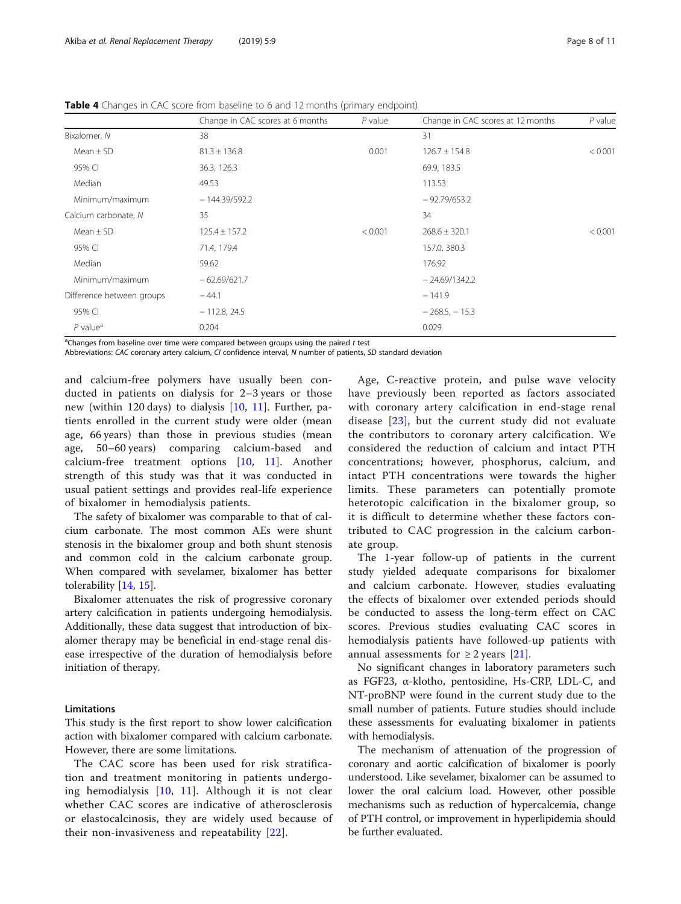**Table 4** Changes in CAC score from baseline to 6 and 12 months (primary endpoint)

| | Change in CAC scores at 6 months | *P* value | Change in CAC scores at 12 months | *P* value |
|---|---|---|---|---|
| Bixalomer, *N* | 38 | | 31 | |
| Mean ± SD | 81.3 ± 136.8 | 0.001 | 126.7 ± 154.8 | < 0.001 |
| 95% CI | 36.3, 126.3 | | 69.9, 183.5 | |
| Median | 49.53 | | 113.53 | |
| Minimum/maximum | − 144.39/592.2 | | − 92.79/653.2 | |
| Calcium carbonate, *N* | 35 | | 34 | |
| Mean ± SD | 125.4 ± 157.2 | < 0.001 | 268.6 ± 320.1 | < 0.001 |
| 95% CI | 71.4, 179.4 | | 157.0, 380.3 | |
| Median | 59.62 | | 176.92 | |
| Minimum/maximum | − 62.69/621.7 | | − 24.69/1342.2 | |
| Difference between groups | − 44.1 | | − 141.9 | |
| 95% CI | − 112.8, 24.5 | | − 268.5, − 15.3 | |
| *P* value[a] | 0.204 | | 0.029 | |

[a]Changes from baseline over time were compared between groups using the paired *t* test

Abbreviations: *CAC* coronary artery calcium, *CI* confidence interval, *N* number of patients, *SD* standard deviation

and calcium-free polymers have usually been conducted in patients on dialysis for 2–3 years or those new (within 120 days) to dialysis [10, 11]. Further, patients enrolled in the current study were older (mean age, 66 years) than those in previous studies (mean age, 50–60 years) comparing calcium-based and calcium-free treatment options [10, 11]. Another strength of this study was that it was conducted in usual patient settings and provides real-life experience of bixalomer in hemodialysis patients.

The safety of bixalomer was comparable to that of calcium carbonate. The most common AEs were shunt stenosis in the bixalomer group and both shunt stenosis and common cold in the calcium carbonate group. When compared with sevelamer, bixalomer has better tolerability [14, 15].

Bixalomer attenuates the risk of progressive coronary artery calcification in patients undergoing hemodialysis. Additionally, these data suggest that introduction of bixalomer therapy may be beneficial in end-stage renal disease irrespective of the duration of hemodialysis before initiation of therapy.

### Limitations

This study is the first report to show lower calcification action with bixalomer compared with calcium carbonate. However, there are some limitations.

The CAC score has been used for risk stratification and treatment monitoring in patients undergoing hemodialysis [10, 11]. Although it is not clear whether CAC scores are indicative of atherosclerosis or elastocalcinosis, they are widely used because of their non-invasiveness and repeatability [22].

Age, C-reactive protein, and pulse wave velocity have previously been reported as factors associated with coronary artery calcification in end-stage renal disease [23], but the current study did not evaluate the contributors to coronary artery calcification. We considered the reduction of calcium and intact PTH concentrations; however, phosphorus, calcium, and intact PTH concentrations were towards the higher limits. These parameters can potentially promote heterotopic calcification in the bixalomer group, so it is difficult to determine whether these factors contributed to CAC progression in the calcium carbonate group.

The 1-year follow-up of patients in the current study yielded adequate comparisons for bixalomer and calcium carbonate. However, studies evaluating the effects of bixalomer over extended periods should be conducted to assess the long-term effect on CAC scores. Previous studies evaluating CAC scores in hemodialysis patients have followed-up patients with annual assessments for ≥ 2 years [21].

No significant changes in laboratory parameters such as FGF23, α-klotho, pentosidine, Hs-CRP, LDL-C, and NT-proBNP were found in the current study due to the small number of patients. Future studies should include these assessments for evaluating bixalomer in patients with hemodialysis.

The mechanism of attenuation of the progression of coronary and aortic calcification of bixalomer is poorly understood. Like sevelamer, bixalomer can be assumed to lower the oral calcium load. However, other possible mechanisms such as reduction of hypercalcemia, change of PTH control, or improvement in hyperlipidemia should be further evaluated.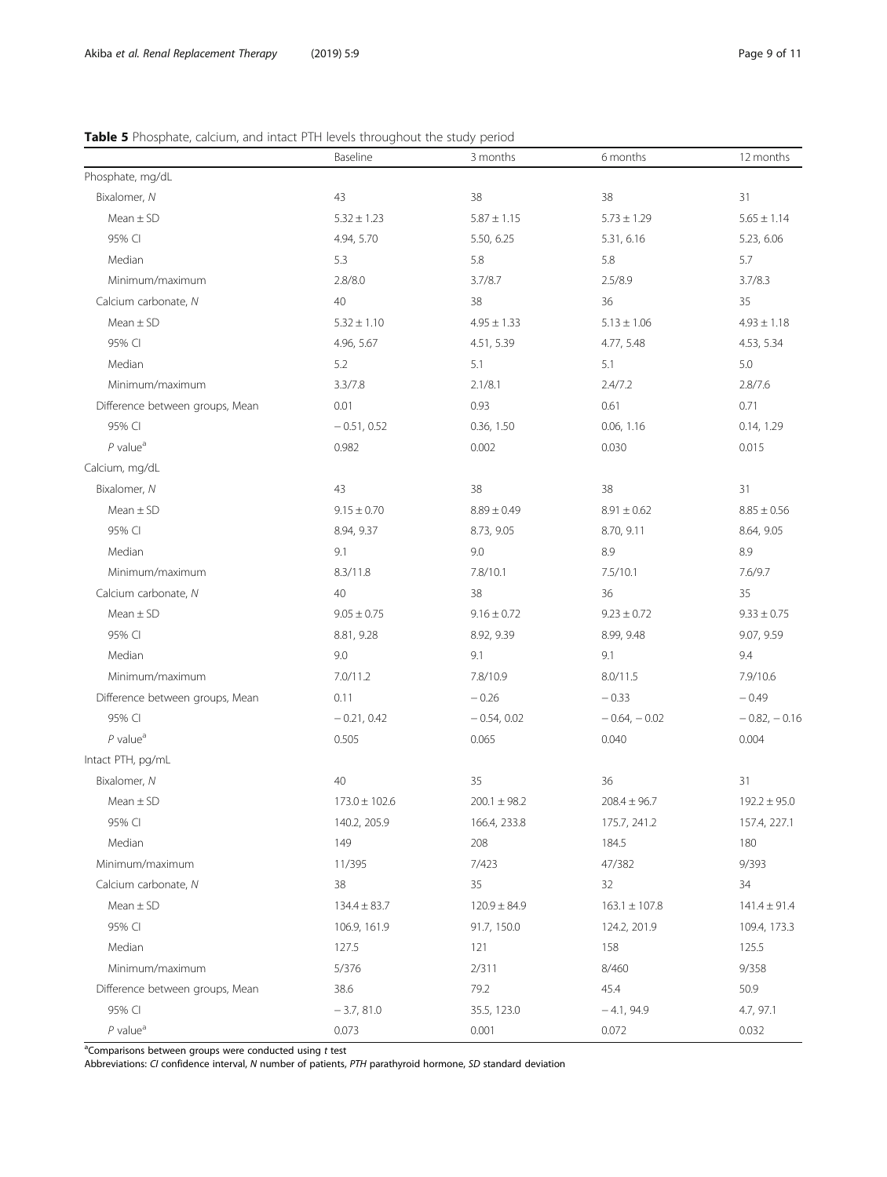**Table 5** Phosphate, calcium, and intact PTH levels throughout the study period

| | Baseline | 3 months | 6 months | 12 months |
|---|---|---|---|---|
| Phosphate, mg/dL | | | | |
| Bixalomer, *N* | 43 | 38 | 38 | 31 |
| Mean ± SD | 5.32 ± 1.23 | 5.87 ± 1.15 | 5.73 ± 1.29 | 5.65 ± 1.14 |
| 95% CI | 4.94, 5.70 | 5.50, 6.25 | 5.31, 6.16 | 5.23, 6.06 |
| Median | 5.3 | 5.8 | 5.8 | 5.7 |
| Minimum/maximum | 2.8/8.0 | 3.7/8.7 | 2.5/8.9 | 3.7/8.3 |
| Calcium carbonate, *N* | 40 | 38 | 36 | 35 |
| Mean ± SD | 5.32 ± 1.10 | 4.95 ± 1.33 | 5.13 ± 1.06 | 4.93 ± 1.18 |
| 95% CI | 4.96, 5.67 | 4.51, 5.39 | 4.77, 5.48 | 4.53, 5.34 |
| Median | 5.2 | 5.1 | 5.1 | 5.0 |
| Minimum/maximum | 3.3/7.8 | 2.1/8.1 | 2.4/7.2 | 2.8/7.6 |
| Difference between groups, Mean | 0.01 | 0.93 | 0.61 | 0.71 |
| 95% CI | − 0.51, 0.52 | 0.36, 1.50 | 0.06, 1.16 | 0.14, 1.29 |
| *P* value[a] | 0.982 | 0.002 | 0.030 | 0.015 |
| Calcium, mg/dL | | | | |
| Bixalomer, *N* | 43 | 38 | 38 | 31 |
| Mean ± SD | 9.15 ± 0.70 | 8.89 ± 0.49 | 8.91 ± 0.62 | 8.85 ± 0.56 |
| 95% CI | 8.94, 9.37 | 8.73, 9.05 | 8.70, 9.11 | 8.64, 9.05 |
| Median | 9.1 | 9.0 | 8.9 | 8.9 |
| Minimum/maximum | 8.3/11.8 | 7.8/10.1 | 7.5/10.1 | 7.6/9.7 |
| Calcium carbonate, *N* | 40 | 38 | 36 | 35 |
| Mean ± SD | 9.05 ± 0.75 | 9.16 ± 0.72 | 9.23 ± 0.72 | 9.33 ± 0.75 |
| 95% CI | 8.81, 9.28 | 8.92, 9.39 | 8.99, 9.48 | 9.07, 9.59 |
| Median | 9.0 | 9.1 | 9.1 | 9.4 |
| Minimum/maximum | 7.0/11.2 | 7.8/10.9 | 8.0/11.5 | 7.9/10.6 |
| Difference between groups, Mean | 0.11 | − 0.26 | − 0.33 | − 0.49 |
| 95% CI | − 0.21, 0.42 | − 0.54, 0.02 | − 0.64, − 0.02 | − 0.82, − 0.16 |
| *P* value[a] | 0.505 | 0.065 | 0.040 | 0.004 |
| Intact PTH, pg/mL | | | | |
| Bixalomer, *N* | 40 | 35 | 36 | 31 |
| Mean ± SD | 173.0 ± 102.6 | 200.1 ± 98.2 | 208.4 ± 96.7 | 192.2 ± 95.0 |
| 95% CI | 140.2, 205.9 | 166.4, 233.8 | 175.7, 241.2 | 157.4, 227.1 |
| Median | 149 | 208 | 184.5 | 180 |
| Minimum/maximum | 11/395 | 7/423 | 47/382 | 9/393 |
| Calcium carbonate, *N* | 38 | 35 | 32 | 34 |
| Mean ± SD | 134.4 ± 83.7 | 120.9 ± 84.9 | 163.1 ± 107.8 | 141.4 ± 91.4 |
| 95% CI | 106.9, 161.9 | 91.7, 150.0 | 124.2, 201.9 | 109.4, 173.3 |
| Median | 127.5 | 121 | 158 | 125.5 |
| Minimum/maximum | 5/376 | 2/311 | 8/460 | 9/358 |
| Difference between groups, Mean | 38.6 | 79.2 | 45.4 | 50.9 |
| 95% CI | − 3.7, 81.0 | 35.5, 123.0 | − 4.1, 94.9 | 4.7, 97.1 |
| *P* value[a] | 0.073 | 0.001 | 0.072 | 0.032 |

[a]Comparisons between groups were conducted using *t* test

Abbreviations: *CI* confidence interval, *N* number of patients, *PTH* parathyroid hormone, *SD* standard deviation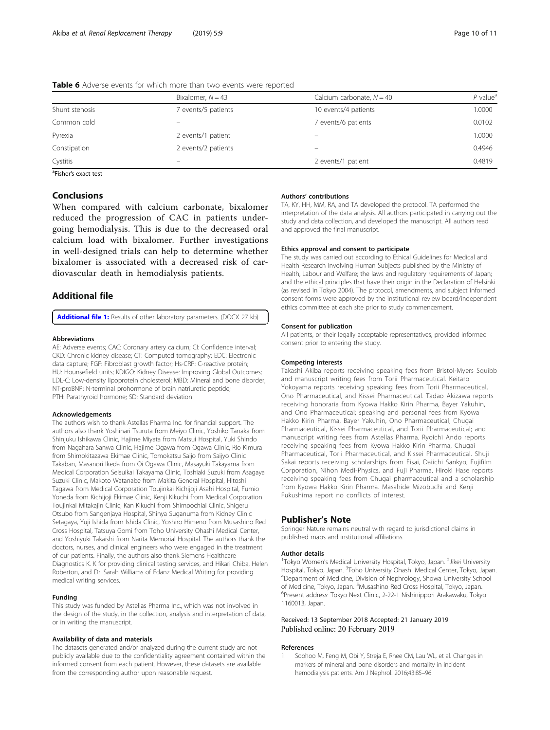**Table 6** Adverse events for which more than two events were reported

| | Bixalomer, $N = 43$ | Calcium carbonate, $N = 40$ | $P$ value[a] |
|---|---|---|---|
| Shunt stenosis | 7 events/5 patients | 10 events/4 patients | 1.0000 |
| Common cold | – | 7 events/6 patients | 0.0102 |
| Pyrexia | 2 events/1 patient | – | 1.0000 |
| Constipation | 2 events/2 patients | – | 0.4946 |
| Cystitis | – | 2 events/1 patient | 0.4819 |

[a]Fisher's exact test

## Conclusions

When compared with calcium carbonate, bixalomer reduced the progression of CAC in patients undergoing hemodialysis. This is due to the decreased oral calcium load with bixalomer. Further investigations in well-designed trials can help to determine whether bixalomer is associated with a decreased risk of cardiovascular death in hemodialysis patients.

## Additional file

**Additional file 1:** Results of other laboratory parameters. (DOCX 27 kb)

### Abbreviations

AE: Adverse events; CAC: Coronary artery calcium; CI: Confidence interval; CKD: Chronic kidney disease; CT: Computed tomography; EDC: Electronic data capture; FGF: Fibroblast growth factor; Hs-CRP: C-reactive protein; HU: Hounsefield units; KDIGO: Kidney Disease: Improving Global Outcomes; LDL-C: Low-density lipoprotein cholesterol; MBD: Mineral and bone disorder; NT-proBNP: N-terminal prohormone of brain natriuretic peptide; PTH: Parathyroid hormone; SD: Standard deviation

### Acknowledgements

The authors wish to thank Astellas Pharma Inc. for financial support. The authors also thank Yoshinari Tsuruta from Meiyo Clinic, Yoshiko Tanaka from Shinjuku Ishikawa Clinic, Hajime Miyata from Matsui Hospital, Yuki Shindo from Nagahara Sanwa Clinic, Hajime Ogawa from Ogawa Clinic, Rio Kimura from Shimokitazawa Ekimae Clinic, Tomokatsu Saijo from Saijyo Clinic Takaban, Masanori Ikeda from Oi Ogawa Clinic, Masayuki Takayama from Medical Corporation Seisuikai Takayama Clinic, Toshiaki Suzuki from Asagaya Suzuki Clinic, Makoto Watanabe from Makita General Hospital, Hitoshi Tagawa from Medical Corporation Toujinkai Kichijoji Asahi Hospital, Fumio Yoneda from Kichijoji Ekimae Clinic, Kenji Kikuchi from Medical Corporation Toujinkai Mitakajin Clinic, Kan Kikuchi from Shimoochiai Clinic, Shigeru Otsubo from Sangenjaya Hospital, Shinya Suganuma from Kidney Clinic Setagaya, Yuji Ishida from Ishida Clinic, Yoshiro Himeno from Musashino Red Cross Hospital, Tatsuya Gomi from Toho University Ohashi Medical Center, and Yoshiyuki Takaishi from Narita Memorial Hospital. The authors thank the doctors, nurses, and clinical engineers who were engaged in the treatment of our patients. Finally, the authors also thank Siemens Healthcare Diagnostics K. K for providing clinical testing services, and Hikari Chiba, Helen Roberton, and Dr. Sarah Williams of Edanz Medical Writing for providing medical writing services.

### Funding

This study was funded by Astellas Pharma Inc., which was not involved in the design of the study, in the collection, analysis and interpretation of data, or in writing the manuscript.

### Availability of data and materials

The datasets generated and/or analyzed during the current study are not publicly available due to the confidentiality agreement contained within the informed consent from each patient. However, these datasets are available from the corresponding author upon reasonable request.

### Authors' contributions

TA, KY, HH, MM, RA, and TA developed the protocol. TA performed the interpretation of the data analysis. All authors participated in carrying out the study and data collection, and developed the manuscript. All authors read and approved the final manuscript.

### Ethics approval and consent to participate

The study was carried out according to Ethical Guidelines for Medical and Health Research Involving Human Subjects published by the Ministry of Health, Labour and Welfare; the laws and regulatory requirements of Japan; and the ethical principles that have their origin in the Declaration of Helsinki (as revised in Tokyo 2004). The protocol, amendments, and subject informed consent forms were approved by the institutional review board/independent ethics committee at each site prior to study commencement.

### Consent for publication

All patients, or their legally acceptable representatives, provided informed consent prior to entering the study.

### Competing interests

Takashi Akiba reports receiving speaking fees from Bristol-Myers Squibb and manuscript writing fees from Torii Pharmaceutical. Keitaro Yokoyama reports receiving speaking fees from Torii Pharmaceutical, Ono Pharmaceutical, and Kissei Pharmaceutical. Tadao Akizawa reports receiving honoraria from Kyowa Hakko Kirin Pharma, Bayer Yakuhin, and Ono Pharmaceutical; speaking and personal fees from Kyowa Hakko Kirin Pharma, Bayer Yakuhin, Ono Pharmaceutical, Chugai Pharmaceutical, Kissei Pharmaceutical, and Torii Pharmaceutical; and manuscript writing fees from Astellas Pharma. Ryoichi Ando reports receiving speaking fees from Kyowa Hakko Kirin Pharma, Chugai Pharmaceutical, Torii Pharmaceutical, and Kissei Pharmaceutical. Shuji Sakai reports receiving scholarships from Eisai, Daiichi Sankyo, Fujifilm Corporation, Nihon Medi-Physics, and Fuji Pharma. Hiroki Hase reports receiving speaking fees from Chugai pharmaceutical and a scholarship from Kyowa Hakko Kirin Pharma. Masahide Mizobuchi and Kenji Fukushima report no conflicts of interest.

## Publisher's Note

Springer Nature remains neutral with regard to jurisdictional claims in published maps and institutional affiliations.

### Author details

[1]Tokyo Women's Medical University Hospital, Tokyo, Japan. [2]Jikei University Hospital, Tokyo, Japan. [3]Toho University Ohashi Medical Center, Tokyo, Japan. [4]Department of Medicine, Division of Nephrology, Showa University School of Medicine, Tokyo, Japan. [5]Musashino Red Cross Hospital, Tokyo, Japan. [6]Present address: Tokyo Next Clinic, 2-22-1 Nishinippori Arakawaku, Tokyo 1160013, Japan.

Received: 13 September 2018 Accepted: 21 January 2019
Published online: 20 February 2019

### References

1. Soohoo M, Feng M, Obi Y, Streja E, Rhee CM, Lau WL, et al. Changes in markers of mineral and bone disorders and mortality in incident hemodialysis patients. Am J Nephrol. 2016;43:85–96.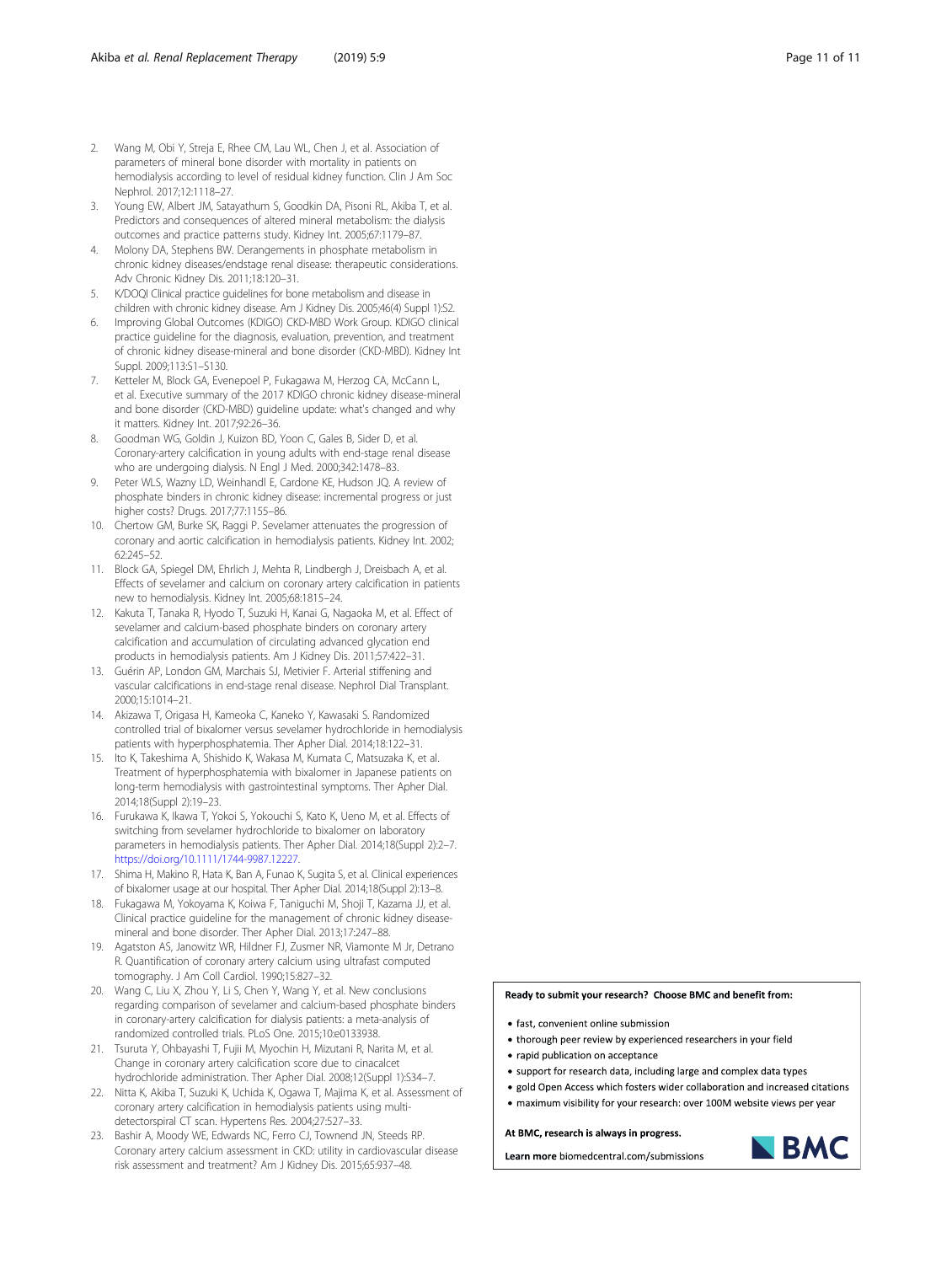2. Wang M, Obi Y, Streja E, Rhee CM, Lau WL, Chen J, et al. Association of parameters of mineral bone disorder with mortality in patients on hemodialysis according to level of residual kidney function. Clin J Am Soc Nephrol. 2017;12:1118–27.
3. Young EW, Albert JM, Satayathum S, Goodkin DA, Pisoni RL, Akiba T, et al. Predictors and consequences of altered mineral metabolism: the dialysis outcomes and practice patterns study. Kidney Int. 2005;67:1179–87.
4. Molony DA, Stephens BW. Derangements in phosphate metabolism in chronic kidney diseases/endstage renal disease: therapeutic considerations. Adv Chronic Kidney Dis. 2011;18:120–31.
5. K/DOQI Clinical practice guidelines for bone metabolism and disease in children with chronic kidney disease. Am J Kidney Dis. 2005;46(4) Suppl 1):S2.
6. Improving Global Outcomes (KDIGO) CKD-MBD Work Group. KDIGO clinical practice guideline for the diagnosis, evaluation, prevention, and treatment of chronic kidney disease-mineral and bone disorder (CKD-MBD). Kidney Int Suppl. 2009;113:S1–S130.
7. Ketteler M, Block GA, Evenepoel P, Fukagawa M, Herzog CA, McCann L, et al. Executive summary of the 2017 KDIGO chronic kidney disease-mineral and bone disorder (CKD-MBD) guideline update: what's changed and why it matters. Kidney Int. 2017;92:26–36.
8. Goodman WG, Goldin J, Kuizon BD, Yoon C, Gales B, Sider D, et al. Coronary-artery calcification in young adults with end-stage renal disease who are undergoing dialysis. N Engl J Med. 2000;342:1478–83.
9. Peter WLS, Wazny LD, Weinhandl E, Cardone KE, Hudson JQ. A review of phosphate binders in chronic kidney disease: incremental progress or just higher costs? Drugs. 2017;77:1155–86.
10. Chertow GM, Burke SK, Raggi P. Sevelamer attenuates the progression of coronary and aortic calcification in hemodialysis patients. Kidney Int. 2002; 62:245–52.
11. Block GA, Spiegel DM, Ehrlich J, Mehta R, Lindbergh J, Dreisbach A, et al. Effects of sevelamer and calcium on coronary artery calcification in patients new to hemodialysis. Kidney Int. 2005;68:1815–24.
12. Kakuta T, Tanaka R, Hyodo T, Suzuki H, Kanai G, Nagaoka M, et al. Effect of sevelamer and calcium-based phosphate binders on coronary artery calcification and accumulation of circulating advanced glycation end products in hemodialysis patients. Am J Kidney Dis. 2011;57:422–31.
13. Guérin AP, London GM, Marchais SJ, Metivier F. Arterial stiffening and vascular calcifications in end-stage renal disease. Nephrol Dial Transplant. 2000;15:1014–21.
14. Akizawa T, Origasa H, Kameoka C, Kaneko Y, Kawasaki S. Randomized controlled trial of bixalomer versus sevelamer hydrochloride in hemodialysis patients with hyperphosphatemia. Ther Apher Dial. 2014;18:122–31.
15. Ito K, Takeshima A, Shishido K, Wakasa M, Kumata C, Matsuzaka K, et al. Treatment of hyperphosphatemia with bixalomer in Japanese patients on long-term hemodialysis with gastrointestinal symptoms. Ther Apher Dial. 2014;18(Suppl 2):19–23.
16. Furukawa K, Ikawa T, Yokoi S, Yokouchi S, Kato K, Ueno M, et al. Effects of switching from sevelamer hydrochloride to bixalomer on laboratory parameters in hemodialysis patients. Ther Apher Dial. 2014;18(Suppl 2):2–7. https://doi.org/10.1111/1744-9987.12227.
17. Shima H, Makino R, Hata K, Ban A, Funao K, Sugita S, et al. Clinical experiences of bixalomer usage at our hospital. Ther Apher Dial. 2014;18(Suppl 2):13–8.
18. Fukagawa M, Yokoyama K, Koiwa F, Taniguchi M, Shoji T, Kazama JJ, et al. Clinical practice guideline for the management of chronic kidney disease-mineral and bone disorder. Ther Apher Dial. 2013;17:247–88.
19. Agatston AS, Janowitz WR, Hildner FJ, Zusmer NR, Viamonte M Jr, Detrano R. Quantification of coronary artery calcium using ultrafast computed tomography. J Am Coll Cardiol. 1990;15:827–32.
20. Wang C, Liu X, Zhou Y, Li S, Chen Y, Wang Y, et al. New conclusions regarding comparison of sevelamer and calcium-based phosphate binders in coronary-artery calcification for dialysis patients: a meta-analysis of randomized controlled trials. PLoS One. 2015;10:e0133938.
21. Tsuruta Y, Ohbayashi T, Fujii M, Myochin H, Mizutani R, Narita M, et al. Change in coronary artery calcification score due to cinacalcet hydrochloride administration. Ther Apher Dial. 2008;12(Suppl 1):S34–7.
22. Nitta K, Akiba T, Suzuki K, Uchida K, Ogawa T, Majima K, et al. Assessment of coronary artery calcification in hemodialysis patients using multi-detectorspiral CT scan. Hypertens Res. 2004;27:527–33.
23. Bashir A, Moody WE, Edwards NC, Ferro CJ, Townend JN, Steeds RP. Coronary artery calcium assessment in CKD: utility in cardiovascular disease risk assessment and treatment? Am J Kidney Dis. 2015;65:937–48.

**Ready to submit your research? Choose BMC and benefit from:**

- fast, convenient online submission
- thorough peer review by experienced researchers in your field
- rapid publication on acceptance
- support for research data, including large and complex data types
- gold Open Access which fosters wider collaboration and increased citations
- maximum visibility for your research: over 100M website views per year

**At BMC, research is always in progress.**

**Learn more** biomedcentral.com/submissions

BMC